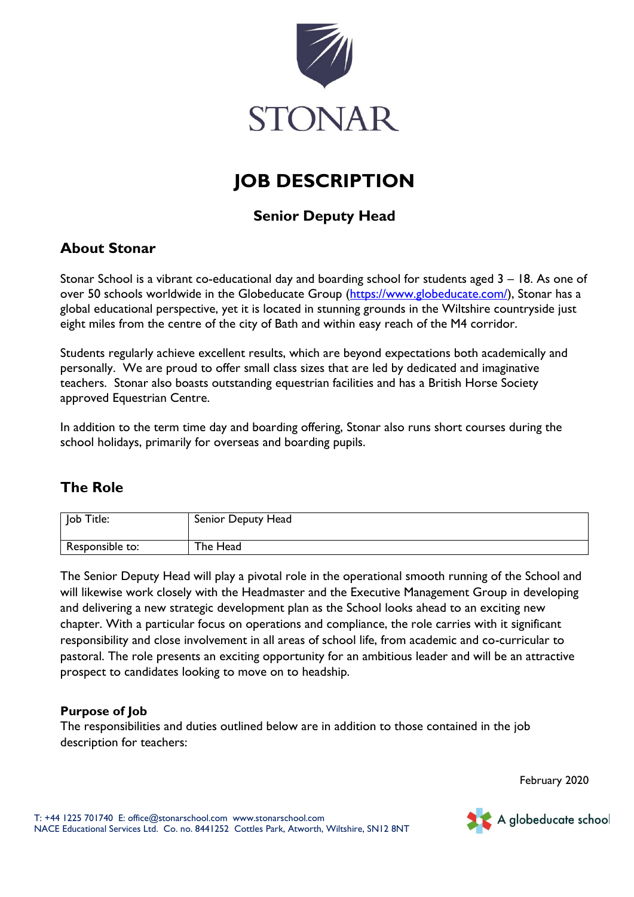STONAR

# JOB DESCRIPTION

## Senior Deputy Head

## About Stonar

Stonar School is a vibrant co-educational day and boarding school for students aged 3 – 18. As one of over 50 schools worldwide in the Globeducate Group (https://www.globeducate.com/), Stonar has a global educational perspective, yet it is located in stunning grounds in the Wiltshire countryside just eight miles from the centre of the city of Bath and within easy reach of the M4 corridor.

Students regularly achieve excellent results, which are beyond expectations both academically and personally. We are proud to offer small class sizes that are led by dedicated and imaginative teachers. Stonar also boasts outstanding equestrian facilities and has a British Horse Society approved Equestrian Centre.

In addition to the term time day and boarding offering, Stonar also runs short courses during the school holidays, primarily for overseas and boarding pupils.

## The Role

| Job Title: | Senior Deputy Head |
|---|---|
| Responsible to: | The Head |

The Senior Deputy Head will play a pivotal role in the operational smooth running of the School and will likewise work closely with the Headmaster and the Executive Management Group in developing and delivering a new strategic development plan as the School looks ahead to an exciting new chapter. With a particular focus on operations and compliance, the role carries with it significant responsibility and close involvement in all areas of school life, from academic and co-curricular to pastoral. The role presents an exciting opportunity for an ambitious leader and will be an attractive prospect to candidates looking to move on to headship.

**Purpose of Job**

The responsibilities and duties outlined below are in addition to those contained in the job description for teachers:

February 2020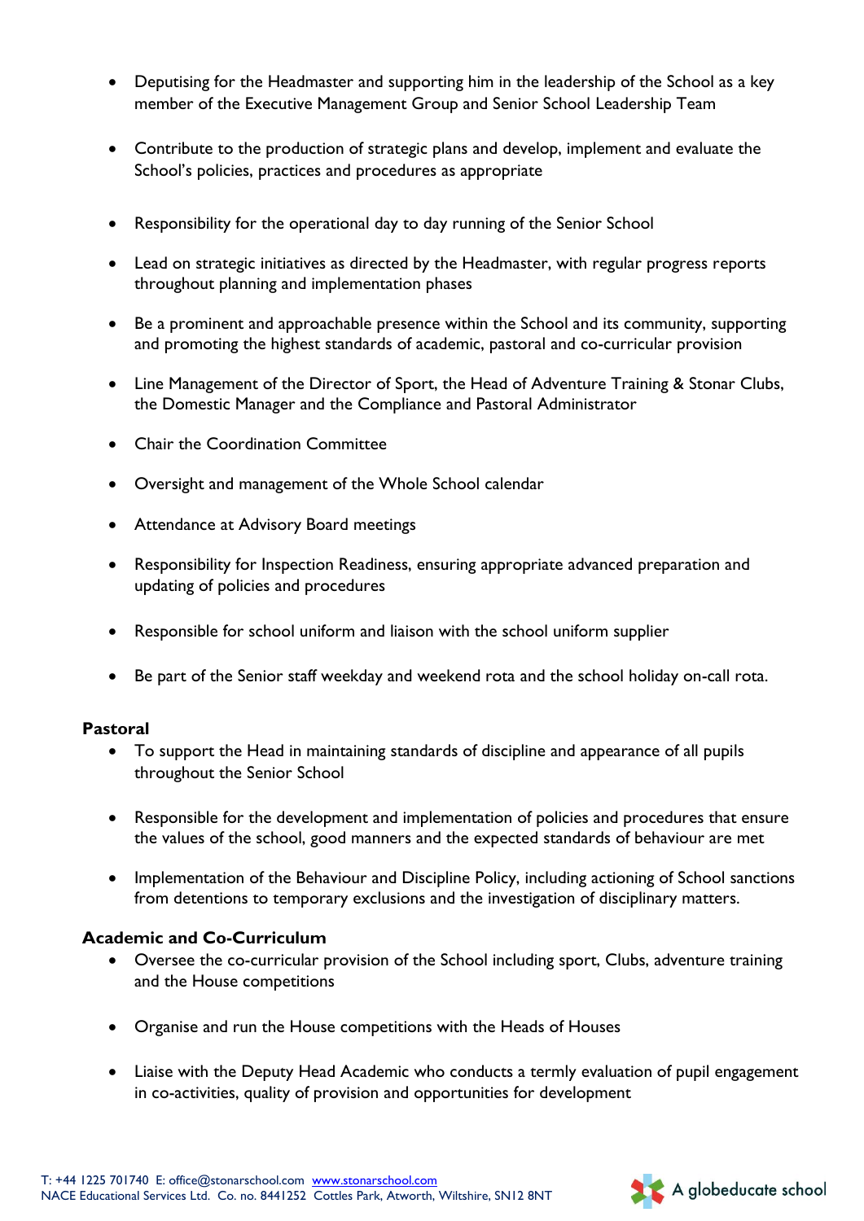- Deputising for the Headmaster and supporting him in the leadership of the School as a key member of the Executive Management Group and Senior School Leadership Team

- Contribute to the production of strategic plans and develop, implement and evaluate the School's policies, practices and procedures as appropriate

- Responsibility for the operational day to day running of the Senior School

- Lead on strategic initiatives as directed by the Headmaster, with regular progress reports throughout planning and implementation phases

- Be a prominent and approachable presence within the School and its community, supporting and promoting the highest standards of academic, pastoral and co-curricular provision

- Line Management of the Director of Sport, the Head of Adventure Training & Stonar Clubs, the Domestic Manager and the Compliance and Pastoral Administrator

- Chair the Coordination Committee

- Oversight and management of the Whole School calendar

- Attendance at Advisory Board meetings

- Responsibility for Inspection Readiness, ensuring appropriate advanced preparation and updating of policies and procedures

- Responsible for school uniform and liaison with the school uniform supplier

- Be part of the Senior staff weekday and weekend rota and the school holiday on-call rota.

**Pastoral**

- To support the Head in maintaining standards of discipline and appearance of all pupils throughout the Senior School

- Responsible for the development and implementation of policies and procedures that ensure the values of the school, good manners and the expected standards of behaviour are met

- Implementation of the Behaviour and Discipline Policy, including actioning of School sanctions from detentions to temporary exclusions and the investigation of disciplinary matters.

**Academic and Co-Curriculum**

- Oversee the co-curricular provision of the School including sport, Clubs, adventure training and the House competitions

- Organise and run the House competitions with the Heads of Houses

- Liaise with the Deputy Head Academic who conducts a termly evaluation of pupil engagement in co-activities, quality of provision and opportunities for development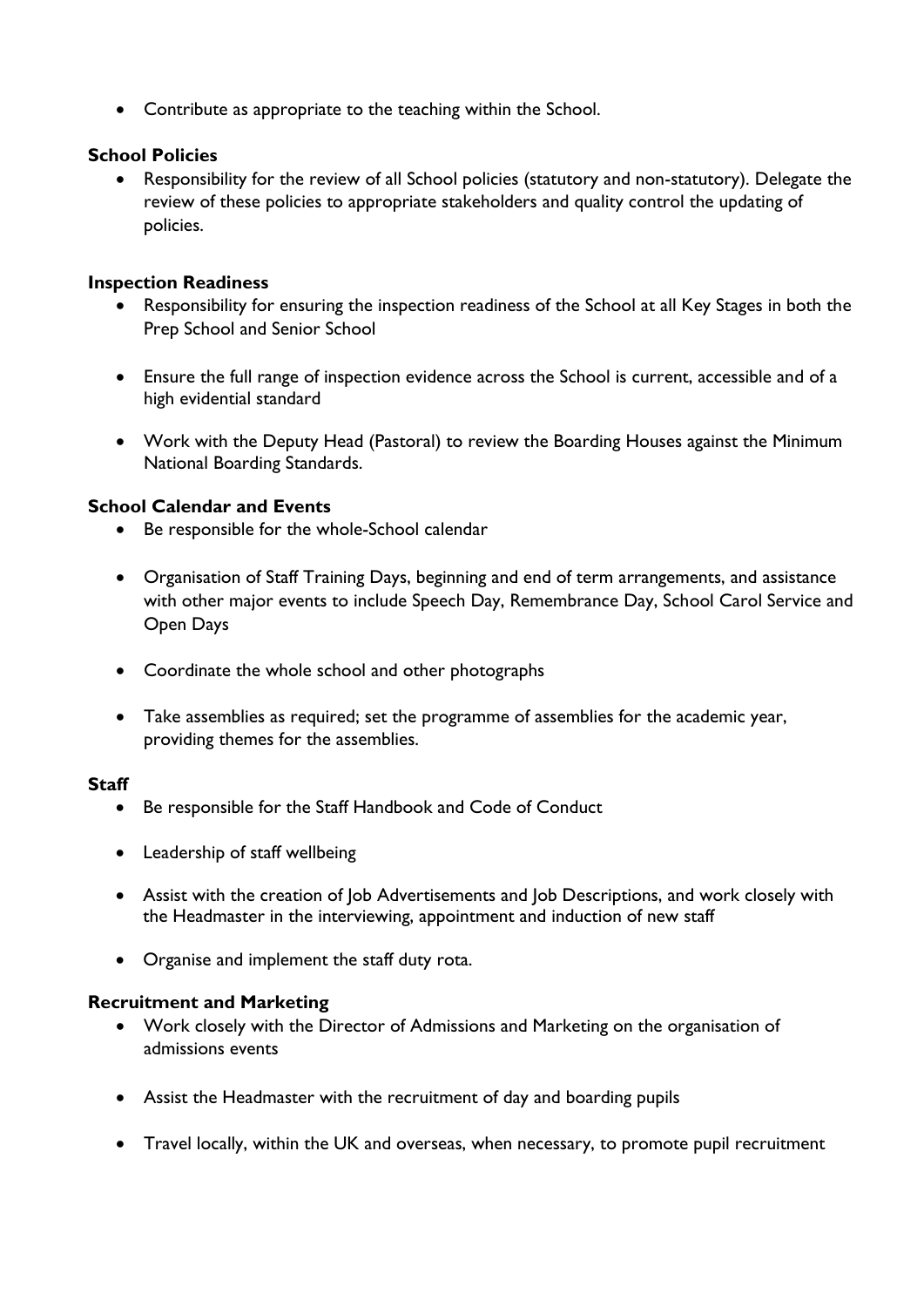- Contribute as appropriate to the teaching within the School.

**School Policies**

- Responsibility for the review of all School policies (statutory and non-statutory). Delegate the review of these policies to appropriate stakeholders and quality control the updating of policies.

**Inspection Readiness**

- Responsibility for ensuring the inspection readiness of the School at all Key Stages in both the Prep School and Senior School
- Ensure the full range of inspection evidence across the School is current, accessible and of a high evidential standard
- Work with the Deputy Head (Pastoral) to review the Boarding Houses against the Minimum National Boarding Standards.

**School Calendar and Events**

- Be responsible for the whole-School calendar
- Organisation of Staff Training Days, beginning and end of term arrangements, and assistance with other major events to include Speech Day, Remembrance Day, School Carol Service and Open Days
- Coordinate the whole school and other photographs
- Take assemblies as required; set the programme of assemblies for the academic year, providing themes for the assemblies.

**Staff**

- Be responsible for the Staff Handbook and Code of Conduct
- Leadership of staff wellbeing
- Assist with the creation of Job Advertisements and Job Descriptions, and work closely with the Headmaster in the interviewing, appointment and induction of new staff
- Organise and implement the staff duty rota.

**Recruitment and Marketing**

- Work closely with the Director of Admissions and Marketing on the organisation of admissions events
- Assist the Headmaster with the recruitment of day and boarding pupils
- Travel locally, within the UK and overseas, when necessary, to promote pupil recruitment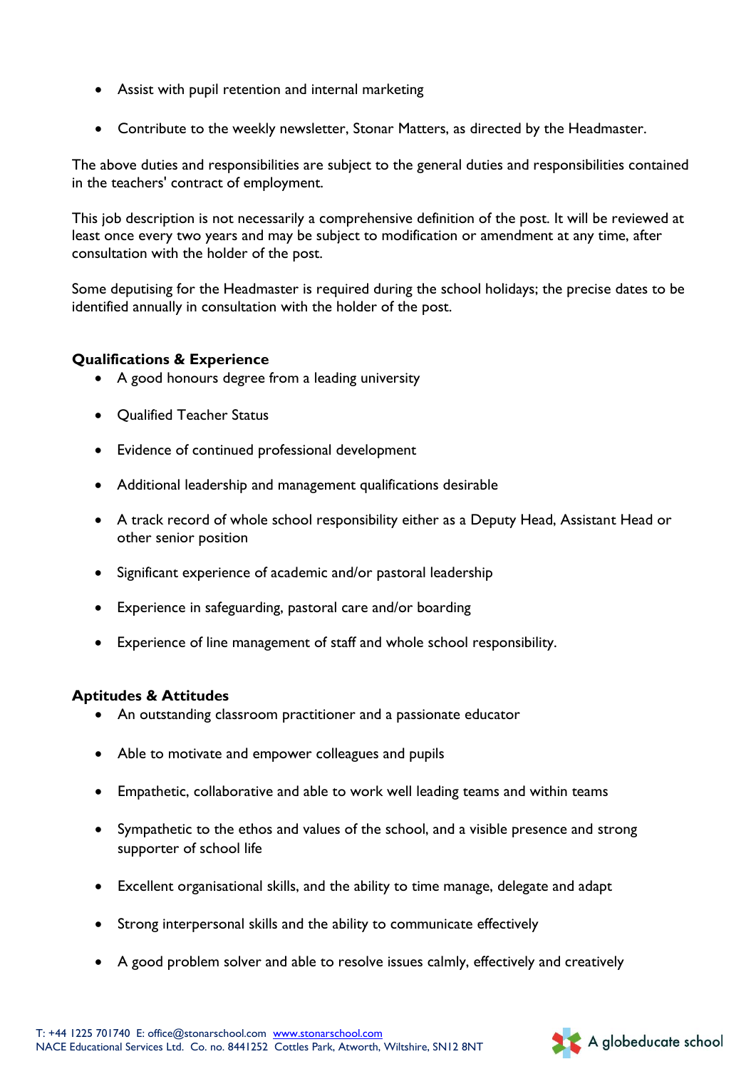- Assist with pupil retention and internal marketing
- Contribute to the weekly newsletter, Stonar Matters, as directed by the Headmaster.

The above duties and responsibilities are subject to the general duties and responsibilities contained in the teachers' contract of employment.

This job description is not necessarily a comprehensive definition of the post. It will be reviewed at least once every two years and may be subject to modification or amendment at any time, after consultation with the holder of the post.

Some deputising for the Headmaster is required during the school holidays; the precise dates to be identified annually in consultation with the holder of the post.

**Qualifications & Experience**

- A good honours degree from a leading university
- Qualified Teacher Status
- Evidence of continued professional development
- Additional leadership and management qualifications desirable
- A track record of whole school responsibility either as a Deputy Head, Assistant Head or other senior position
- Significant experience of academic and/or pastoral leadership
- Experience in safeguarding, pastoral care and/or boarding
- Experience of line management of staff and whole school responsibility.

**Aptitudes & Attitudes**

- An outstanding classroom practitioner and a passionate educator
- Able to motivate and empower colleagues and pupils
- Empathetic, collaborative and able to work well leading teams and within teams
- Sympathetic to the ethos and values of the school, and a visible presence and strong supporter of school life
- Excellent organisational skills, and the ability to time manage, delegate and adapt
- Strong interpersonal skills and the ability to communicate effectively
- A good problem solver and able to resolve issues calmly, effectively and creatively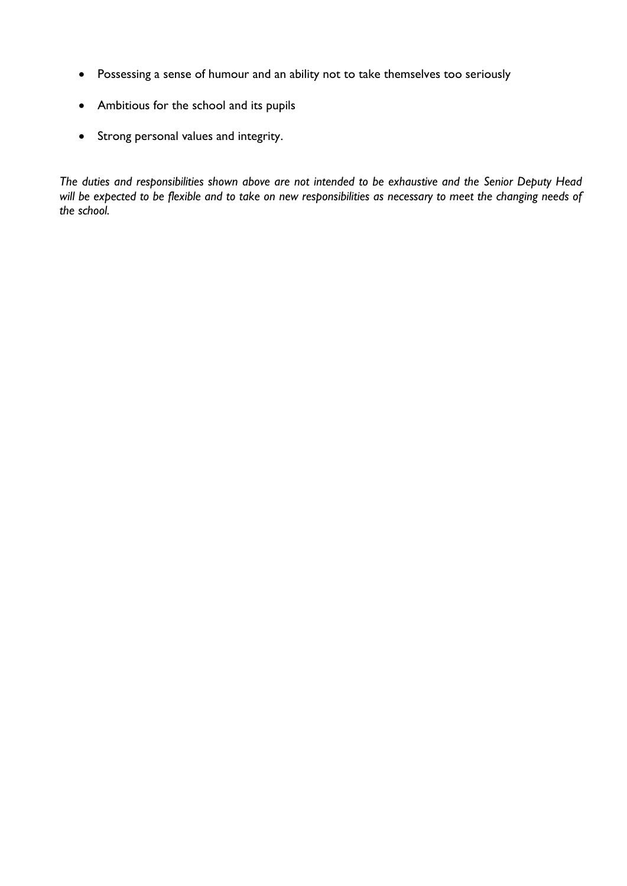- Possessing a sense of humour and an ability not to take themselves too seriously
- Ambitious for the school and its pupils
- Strong personal values and integrity.

*The duties and responsibilities shown above are not intended to be exhaustive and the Senior Deputy Head will be expected to be flexible and to take on new responsibilities as necessary to meet the changing needs of the school.*